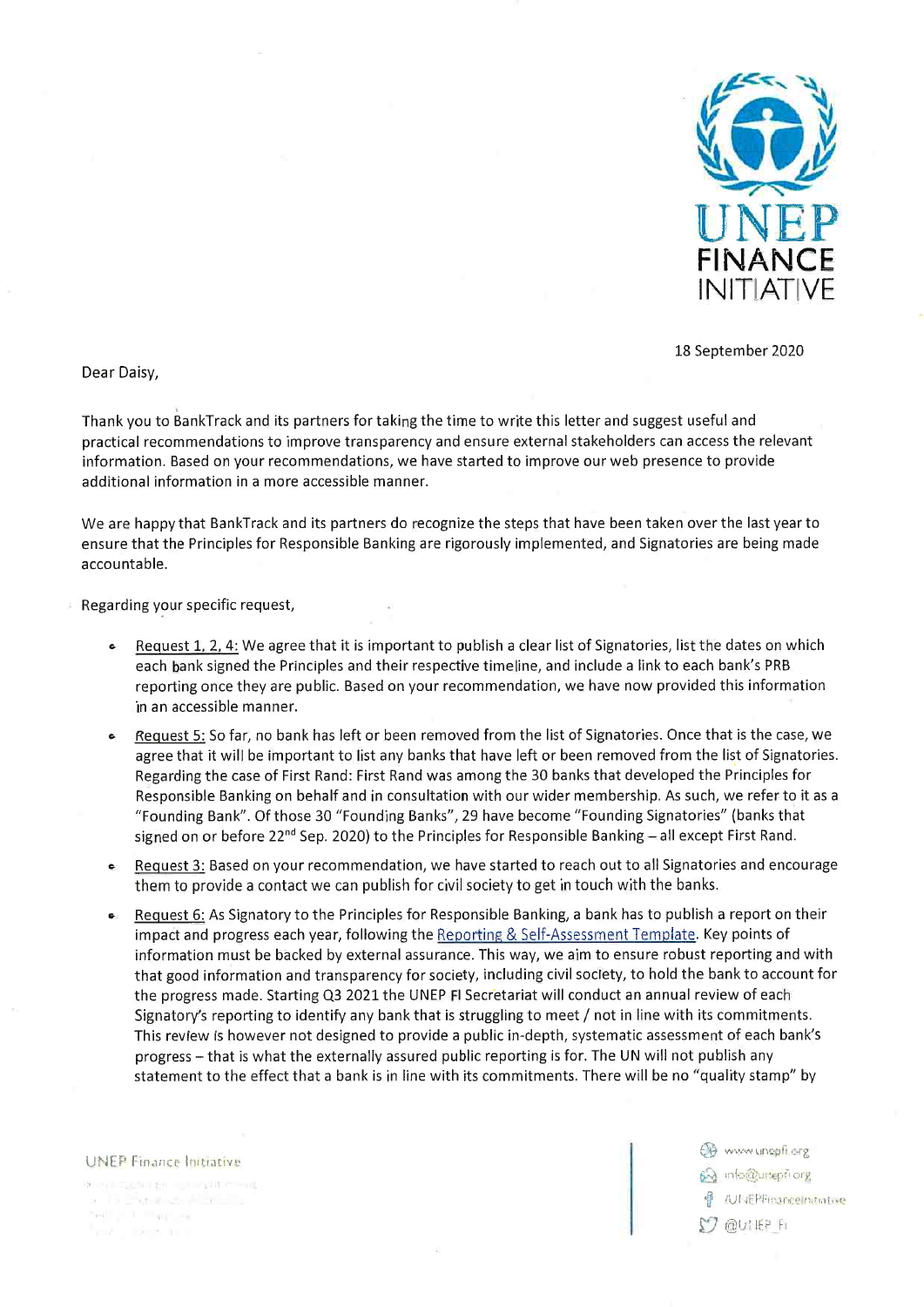UNEP FINANCE INITIATIVE

18 September 2020

Dear Daisy,

Thank you to BankTrack and its partners for taking the time to write this letter and suggest useful and practical recommendations to improve transparency and ensure external stakeholders can access the relevant information. Based on your recommendations, we have started to improve our web presence to provide additional information in a more accessible manner.

We are happy that BankTrack and its partners do recognize the steps that have been taken over the last year to ensure that the Principles for Responsible Banking are rigorously implemented, and Signatories are being made accountable.

Regarding your specific request,

- Request 1, 2, 4: We agree that it is important to publish a clear list of Signatories, list the dates on which each bank signed the Principles and their respective timeline, and include a link to each bank's PRB reporting once they are public. Based on your recommendation, we have now provided this information in an accessible manner.
- Request 5: So far, no bank has left or been removed from the list of Signatories. Once that is the case, we agree that it will be important to list any banks that have left or been removed from the list of Signatories. Regarding the case of First Rand: First Rand was among the 30 banks that developed the Principles for Responsible Banking on behalf and in consultation with our wider membership. As such, we refer to it as a "Founding Bank". Of those 30 "Founding Banks", 29 have become "Founding Signatories" (banks that signed on or before 22nd Sep. 2020) to the Principles for Responsible Banking – all except First Rand.
- Request 3: Based on your recommendation, we have started to reach out to all Signatories and encourage them to provide a contact we can publish for civil society to get in touch with the banks.
- Request 6: As Signatory to the Principles for Responsible Banking, a bank has to publish a report on their impact and progress each year, following the Reporting & Self-Assessment Template. Key points of information must be backed by external assurance. This way, we aim to ensure robust reporting and with that good information and transparency for society, including civil society, to hold the bank to account for the progress made. Starting Q3 2021 the UNEP FI Secretariat will conduct an annual review of each Signatory's reporting to identify any bank that is struggling to meet / not in line with its commitments. This review is however not designed to provide a public in-depth, systematic assessment of each bank's progress – that is what the externally assured public reporting is for. The UN will not publish any statement to the effect that a bank is in line with its commitments. There will be no "quality stamp" by

UNEP Finance Initiative

www.unepfi.org

info@unepfi.org

/UNEPFinanceInitiative

@UNEP_FI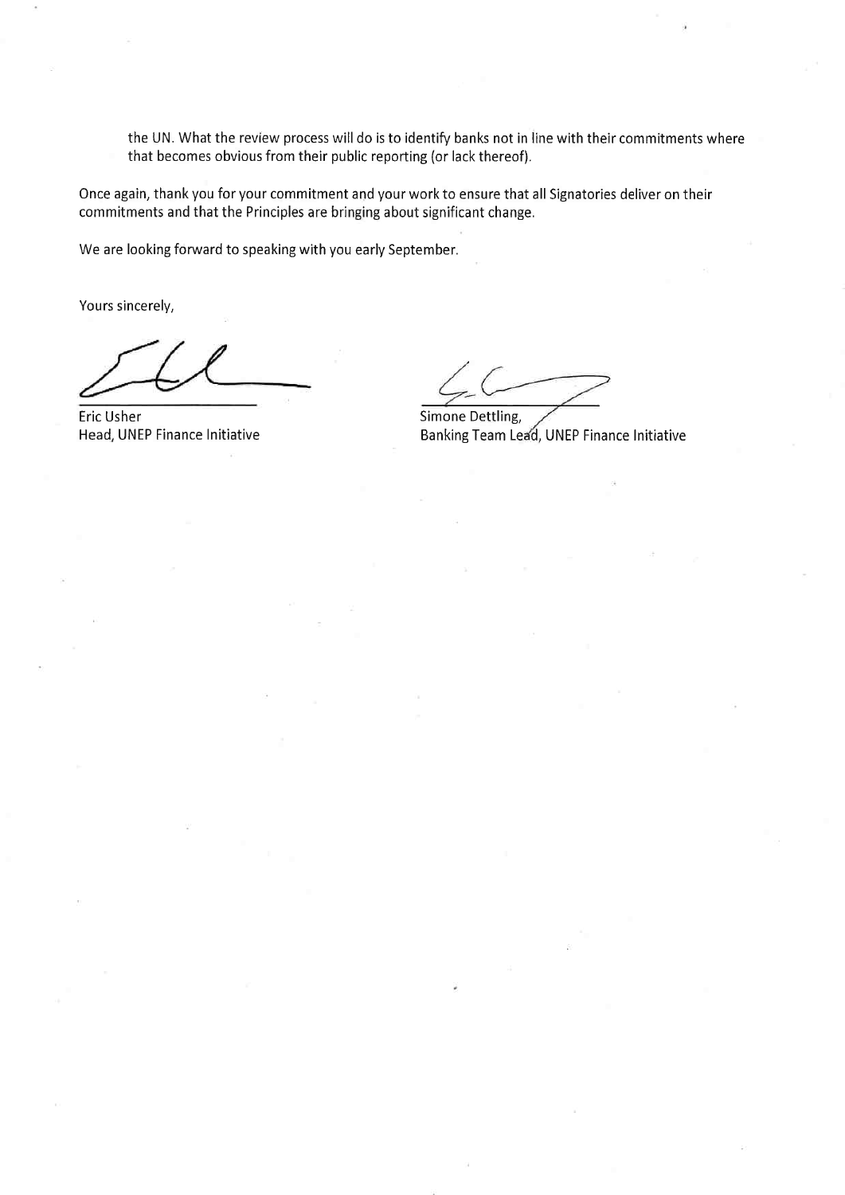the UN. What the review process will do is to identify banks not in line with their commitments where that becomes obvious from their public reporting (or lack thereof).

Once again, thank you for your commitment and your work to ensure that all Signatories deliver on their commitments and that the Principles are bringing about significant change.

We are looking forward to speaking with you early September.

Yours sincerely,

Eric Usher
Head, UNEP Finance Initiative

Simone Dettling,
Banking Team Lead, UNEP Finance Initiative